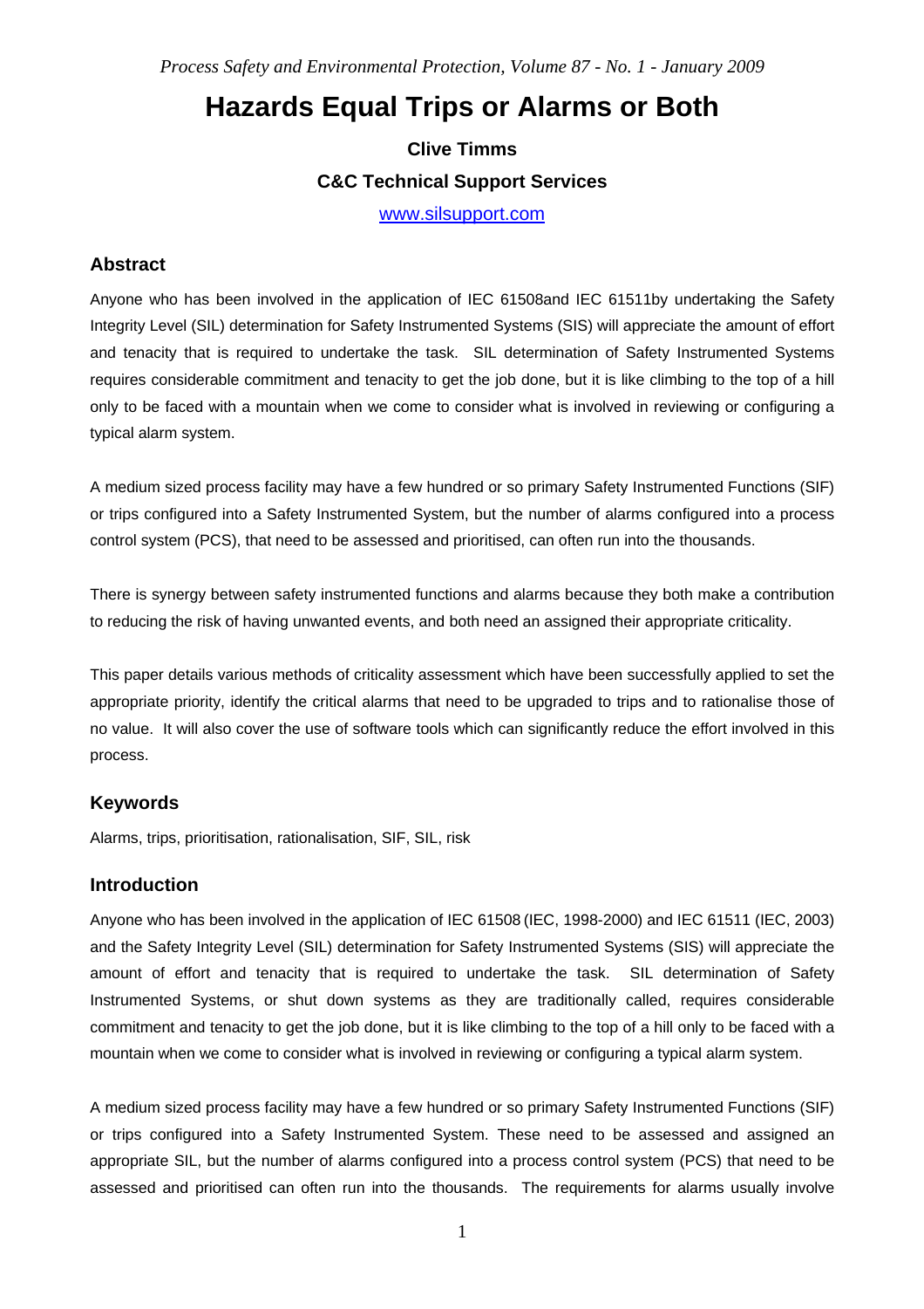# Hazards Equal Trips or Alarms or Both

**Clive Timms**

**C&C Technical Support Services**

www.silsupport.com

## Abstract

Anyone who has been involved in the application of IEC 61508and IEC 61511by undertaking the Safety Integrity Level (SIL) determination for Safety Instrumented Systems (SIS) will appreciate the amount of effort and tenacity that is required to undertake the task. SIL determination of Safety Instrumented Systems requires considerable commitment and tenacity to get the job done, but it is like climbing to the top of a hill only to be faced with a mountain when we come to consider what is involved in reviewing or configuring a typical alarm system.

A medium sized process facility may have a few hundred or so primary Safety Instrumented Functions (SIF) or trips configured into a Safety Instrumented System, but the number of alarms configured into a process control system (PCS), that need to be assessed and prioritised, can often run into the thousands.

There is synergy between safety instrumented functions and alarms because they both make a contribution to reducing the risk of having unwanted events, and both need an assigned their appropriate criticality.

This paper details various methods of criticality assessment which have been successfully applied to set the appropriate priority, identify the critical alarms that need to be upgraded to trips and to rationalise those of no value. It will also cover the use of software tools which can significantly reduce the effort involved in this process.

## Keywords

Alarms, trips, prioritisation, rationalisation, SIF, SIL, risk

## Introduction

Anyone who has been involved in the application of IEC 61508 (IEC, 1998-2000) and IEC 61511 (IEC, 2003) and the Safety Integrity Level (SIL) determination for Safety Instrumented Systems (SIS) will appreciate the amount of effort and tenacity that is required to undertake the task. SIL determination of Safety Instrumented Systems, or shut down systems as they are traditionally called, requires considerable commitment and tenacity to get the job done, but it is like climbing to the top of a hill only to be faced with a mountain when we come to consider what is involved in reviewing or configuring a typical alarm system.

A medium sized process facility may have a few hundred or so primary Safety Instrumented Functions (SIF) or trips configured into a Safety Instrumented System. These need to be assessed and assigned an appropriate SIL, but the number of alarms configured into a process control system (PCS) that need to be assessed and prioritised can often run into the thousands. The requirements for alarms usually involve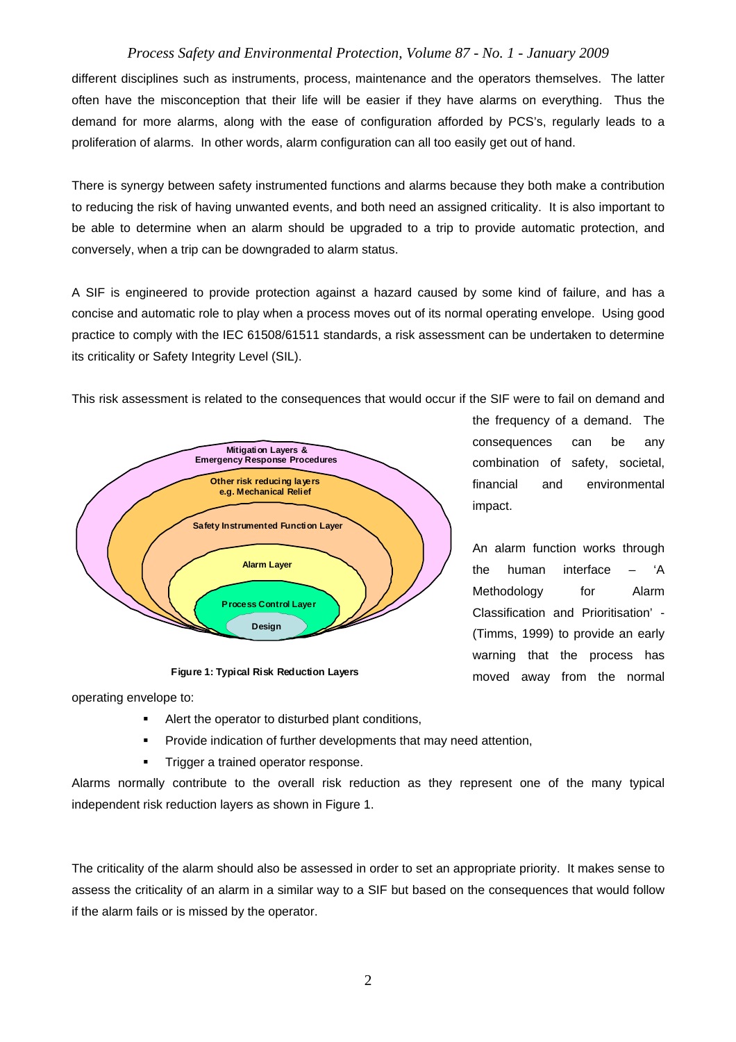different disciplines such as instruments, process, maintenance and the operators themselves. The latter often have the misconception that their life will be easier if they have alarms on everything. Thus the demand for more alarms, along with the ease of configuration afforded by PCS's, regularly leads to a proliferation of alarms. In other words, alarm configuration can all too easily get out of hand.

There is synergy between safety instrumented functions and alarms because they both make a contribution to reducing the risk of having unwanted events, and both need an assigned criticality. It is also important to be able to determine when an alarm should be upgraded to a trip to provide automatic protection, and conversely, when a trip can be downgraded to alarm status.

A SIF is engineered to provide protection against a hazard caused by some kind of failure, and has a concise and automatic role to play when a process moves out of its normal operating envelope. Using good practice to comply with the IEC 61508/61511 standards, a risk assessment can be undertaken to determine its criticality or Safety Integrity Level (SIL).

This risk assessment is related to the consequences that would occur if the SIF were to fail on demand and the frequency of a demand. The consequences can be any combination of safety, societal, financial and environmental impact.

Mitigation Layers & Emergency Response Procedures
Other risk reducing layers e.g. Mechanical Relief
Safety Instrumented Function Layer
Alarm Layer
Process Control Layer
Design

**Figure 1: Typical Risk Reduction Layers**

An alarm function works through the human interface – 'A Methodology for Alarm Classification and Prioritisation' - (Timms, 1999) to provide an early warning that the process has moved away from the normal operating envelope to:

- Alert the operator to disturbed plant conditions,
- Provide indication of further developments that may need attention,
- Trigger a trained operator response.

Alarms normally contribute to the overall risk reduction as they represent one of the many typical independent risk reduction layers as shown in Figure 1.

The criticality of the alarm should also be assessed in order to set an appropriate priority. It makes sense to assess the criticality of an alarm in a similar way to a SIF but based on the consequences that would follow if the alarm fails or is missed by the operator.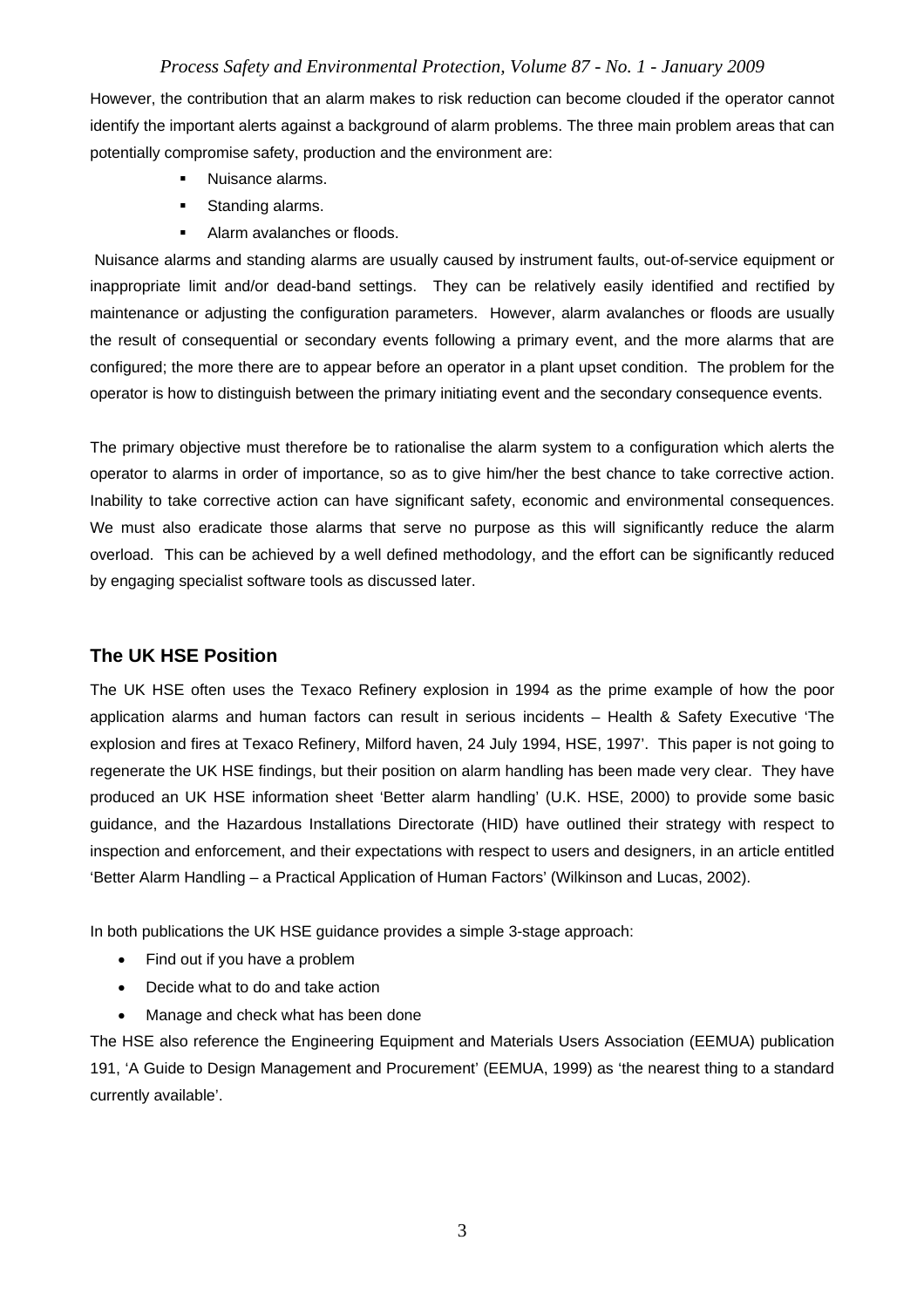However, the contribution that an alarm makes to risk reduction can become clouded if the operator cannot identify the important alerts against a background of alarm problems. The three main problem areas that can potentially compromise safety, production and the environment are:

- Nuisance alarms.
- Standing alarms.
- Alarm avalanches or floods.

Nuisance alarms and standing alarms are usually caused by instrument faults, out-of-service equipment or inappropriate limit and/or dead-band settings. They can be relatively easily identified and rectified by maintenance or adjusting the configuration parameters. However, alarm avalanches or floods are usually the result of consequential or secondary events following a primary event, and the more alarms that are configured; the more there are to appear before an operator in a plant upset condition. The problem for the operator is how to distinguish between the primary initiating event and the secondary consequence events.

The primary objective must therefore be to rationalise the alarm system to a configuration which alerts the operator to alarms in order of importance, so as to give him/her the best chance to take corrective action. Inability to take corrective action can have significant safety, economic and environmental consequences. We must also eradicate those alarms that serve no purpose as this will significantly reduce the alarm overload. This can be achieved by a well defined methodology, and the effort can be significantly reduced by engaging specialist software tools as discussed later.

## The UK HSE Position

The UK HSE often uses the Texaco Refinery explosion in 1994 as the prime example of how the poor application alarms and human factors can result in serious incidents – Health & Safety Executive 'The explosion and fires at Texaco Refinery, Milford haven, 24 July 1994, HSE, 1997'. This paper is not going to regenerate the UK HSE findings, but their position on alarm handling has been made very clear. They have produced an UK HSE information sheet 'Better alarm handling' (U.K. HSE, 2000) to provide some basic guidance, and the Hazardous Installations Directorate (HID) have outlined their strategy with respect to inspection and enforcement, and their expectations with respect to users and designers, in an article entitled 'Better Alarm Handling – a Practical Application of Human Factors' (Wilkinson and Lucas, 2002).

In both publications the UK HSE guidance provides a simple 3-stage approach:

- Find out if you have a problem
- Decide what to do and take action
- Manage and check what has been done

The HSE also reference the Engineering Equipment and Materials Users Association (EEMUA) publication 191, 'A Guide to Design Management and Procurement' (EEMUA, 1999) as 'the nearest thing to a standard currently available'.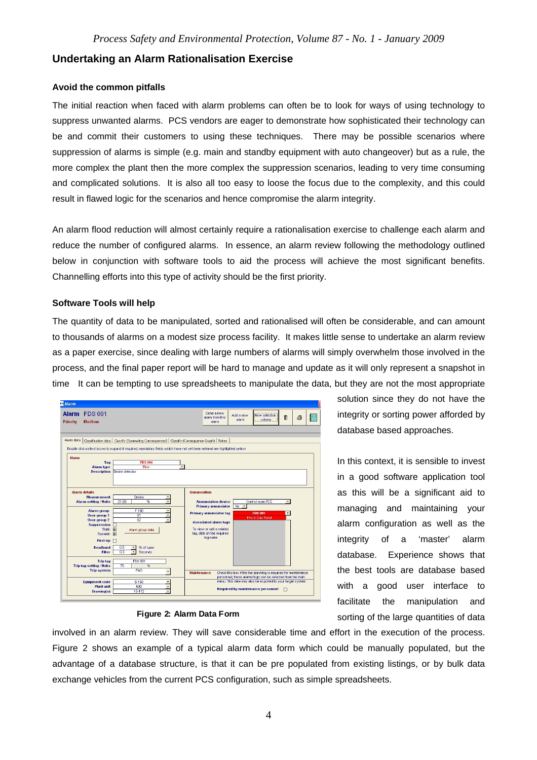## Undertaking an Alarm Rationalisation Exercise

### Avoid the common pitfalls

The initial reaction when faced with alarm problems can often be to look for ways of using technology to suppress unwanted alarms. PCS vendors are eager to demonstrate how sophisticated their technology can be and commit their customers to using these techniques. There may be possible scenarios where suppression of alarms is simple (e.g. main and standby equipment with auto changeover) but as a rule, the more complex the plant then the more complex the suppression scenarios, leading to very time consuming and complicated solutions. It is also all too easy to loose the focus due to the complexity, and this could result in flawed logic for the scenarios and hence compromise the alarm integrity.

An alarm flood reduction will almost certainly require a rationalisation exercise to challenge each alarm and reduce the number of configured alarms. In essence, an alarm review following the methodology outlined below in conjunction with software tools to aid the process will achieve the most significant benefits. Channelling efforts into this type of activity should be the first priority.

### Software Tools will help

The quantity of data to be manipulated, sorted and rationalised will often be considerable, and can amount to thousands of alarms on a modest size process facility. It makes little sense to undertake an alarm review as a paper exercise, since dealing with large numbers of alarms will simply overwhelm those involved in the process, and the final paper report will be hard to manage and update as it will only represent a snapshot in time It can be tempting to use spreadsheets to manipulate the data, but they are not the most appropriate solution since they do not have the integrity or sorting power afforded by database based approaches.

In this context, it is sensible to invest in a good software application tool as this will be a significant aid to managing and maintaining your alarm configuration as well as the integrity of a 'master' alarm database. Experience shows that the best tools are database based with a good user interface to facilitate the manipulation and sorting of the large quantities of data involved in an alarm review. They will save considerable time and effort in the execution of the process. Figure 2 shows an example of a typical alarm data form which could be manually populated, but the advantage of a database structure, is that it can be pre populated from existing listings, or by bulk data exchange vehicles from the current PCS configuration, such as simple spreadsheets.

**Figure 2: Alarm Data Form**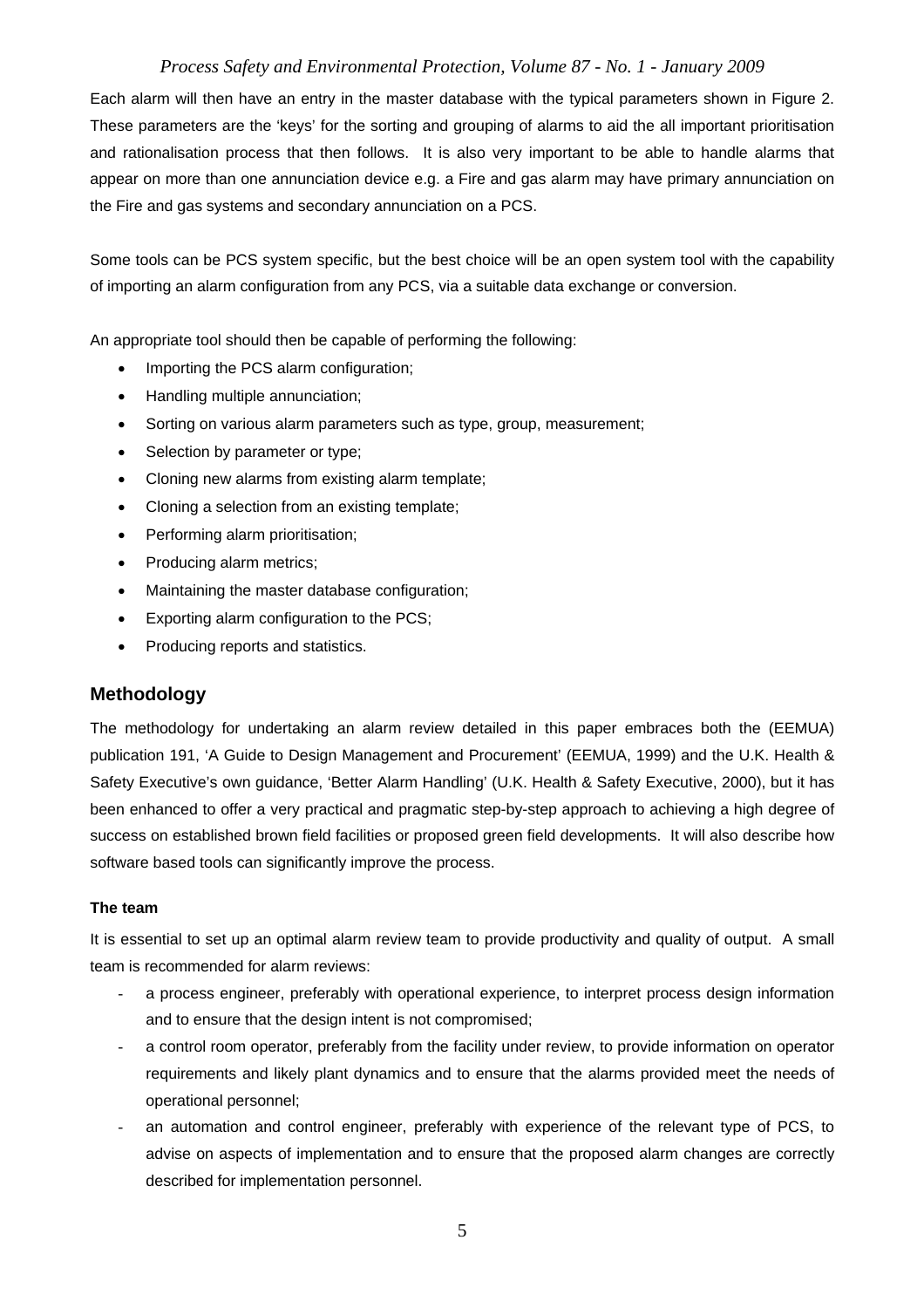Each alarm will then have an entry in the master database with the typical parameters shown in Figure 2. These parameters are the 'keys' for the sorting and grouping of alarms to aid the all important prioritisation and rationalisation process that then follows. It is also very important to be able to handle alarms that appear on more than one annunciation device e.g. a Fire and gas alarm may have primary annunciation on the Fire and gas systems and secondary annunciation on a PCS.

Some tools can be PCS system specific, but the best choice will be an open system tool with the capability of importing an alarm configuration from any PCS, via a suitable data exchange or conversion.

An appropriate tool should then be capable of performing the following:

- Importing the PCS alarm configuration;
- Handling multiple annunciation;
- Sorting on various alarm parameters such as type, group, measurement;
- Selection by parameter or type;
- Cloning new alarms from existing alarm template;
- Cloning a selection from an existing template;
- Performing alarm prioritisation;
- Producing alarm metrics;
- Maintaining the master database configuration;
- Exporting alarm configuration to the PCS;
- Producing reports and statistics.

## Methodology

The methodology for undertaking an alarm review detailed in this paper embraces both the (EEMUA) publication 191, 'A Guide to Design Management and Procurement' (EEMUA, 1999) and the U.K. Health & Safety Executive's own guidance, 'Better Alarm Handling' (U.K. Health & Safety Executive, 2000), but it has been enhanced to offer a very practical and pragmatic step-by-step approach to achieving a high degree of success on established brown field facilities or proposed green field developments. It will also describe how software based tools can significantly improve the process.

### The team

It is essential to set up an optimal alarm review team to provide productivity and quality of output. A small team is recommended for alarm reviews:

- a process engineer, preferably with operational experience, to interpret process design information and to ensure that the design intent is not compromised;
- a control room operator, preferably from the facility under review, to provide information on operator requirements and likely plant dynamics and to ensure that the alarms provided meet the needs of operational personnel;
- an automation and control engineer, preferably with experience of the relevant type of PCS, to advise on aspects of implementation and to ensure that the proposed alarm changes are correctly described for implementation personnel.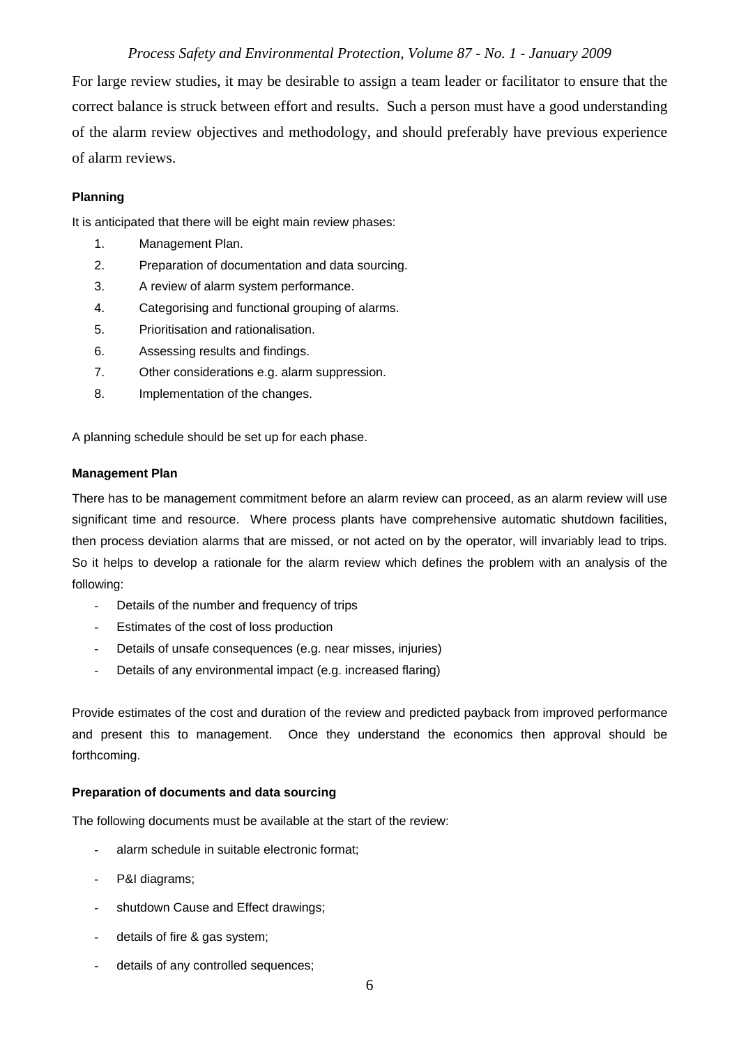For large review studies, it may be desirable to assign a team leader or facilitator to ensure that the correct balance is struck between effort and results. Such a person must have a good understanding of the alarm review objectives and methodology, and should preferably have previous experience of alarm reviews.

**Planning**

It is anticipated that there will be eight main review phases:

1. Management Plan.
2. Preparation of documentation and data sourcing.
3. A review of alarm system performance.
4. Categorising and functional grouping of alarms.
5. Prioritisation and rationalisation.
6. Assessing results and findings.
7. Other considerations e.g. alarm suppression.
8. Implementation of the changes.

A planning schedule should be set up for each phase.

**Management Plan**

There has to be management commitment before an alarm review can proceed, as an alarm review will use significant time and resource. Where process plants have comprehensive automatic shutdown facilities, then process deviation alarms that are missed, or not acted on by the operator, will invariably lead to trips. So it helps to develop a rationale for the alarm review which defines the problem with an analysis of the following:

- Details of the number and frequency of trips
- Estimates of the cost of loss production
- Details of unsafe consequences (e.g. near misses, injuries)
- Details of any environmental impact (e.g. increased flaring)

Provide estimates of the cost and duration of the review and predicted payback from improved performance and present this to management. Once they understand the economics then approval should be forthcoming.

**Preparation of documents and data sourcing**

The following documents must be available at the start of the review:

- alarm schedule in suitable electronic format;
- P&I diagrams;
- shutdown Cause and Effect drawings;
- details of fire & gas system;
- details of any controlled sequences;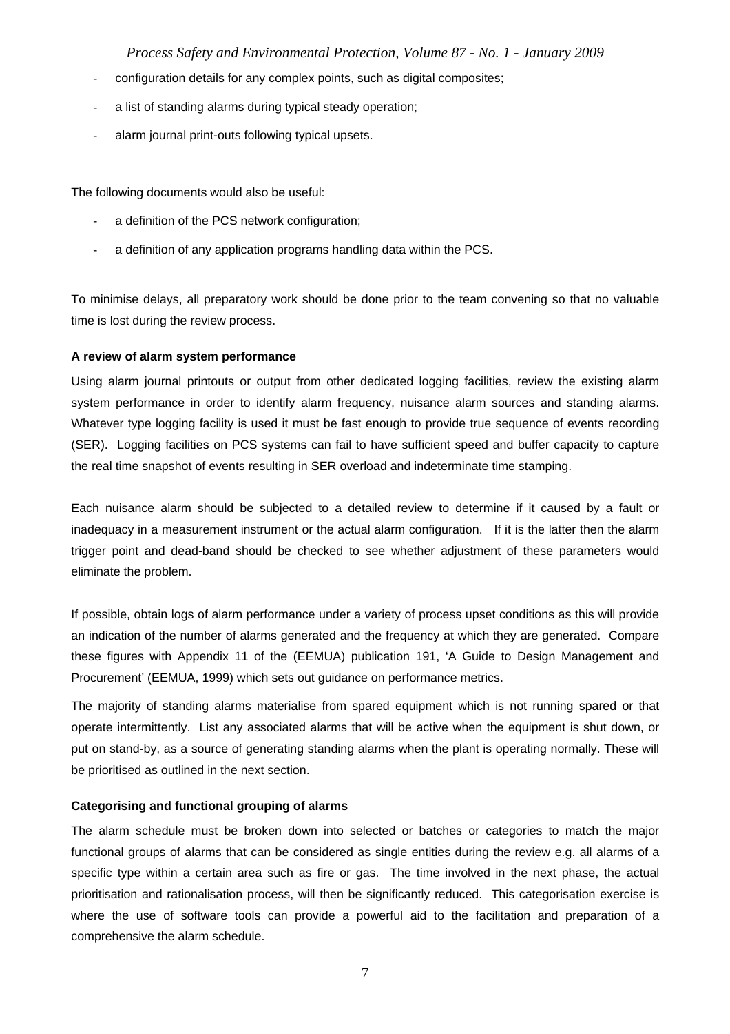- configuration details for any complex points, such as digital composites;
- a list of standing alarms during typical steady operation;
- alarm journal print-outs following typical upsets.

The following documents would also be useful:

- a definition of the PCS network configuration;
- a definition of any application programs handling data within the PCS.

To minimise delays, all preparatory work should be done prior to the team convening so that no valuable time is lost during the review process.

**A review of alarm system performance**

Using alarm journal printouts or output from other dedicated logging facilities, review the existing alarm system performance in order to identify alarm frequency, nuisance alarm sources and standing alarms. Whatever type logging facility is used it must be fast enough to provide true sequence of events recording (SER). Logging facilities on PCS systems can fail to have sufficient speed and buffer capacity to capture the real time snapshot of events resulting in SER overload and indeterminate time stamping.

Each nuisance alarm should be subjected to a detailed review to determine if it caused by a fault or inadequacy in a measurement instrument or the actual alarm configuration. If it is the latter then the alarm trigger point and dead-band should be checked to see whether adjustment of these parameters would eliminate the problem.

If possible, obtain logs of alarm performance under a variety of process upset conditions as this will provide an indication of the number of alarms generated and the frequency at which they are generated. Compare these figures with Appendix 11 of the (EEMUA) publication 191, 'A Guide to Design Management and Procurement' (EEMUA, 1999) which sets out guidance on performance metrics.

The majority of standing alarms materialise from spared equipment which is not running spared or that operate intermittently. List any associated alarms that will be active when the equipment is shut down, or put on stand-by, as a source of generating standing alarms when the plant is operating normally. These will be prioritised as outlined in the next section.

**Categorising and functional grouping of alarms**

The alarm schedule must be broken down into selected or batches or categories to match the major functional groups of alarms that can be considered as single entities during the review e.g. all alarms of a specific type within a certain area such as fire or gas. The time involved in the next phase, the actual prioritisation and rationalisation process, will then be significantly reduced. This categorisation exercise is where the use of software tools can provide a powerful aid to the facilitation and preparation of a comprehensive the alarm schedule.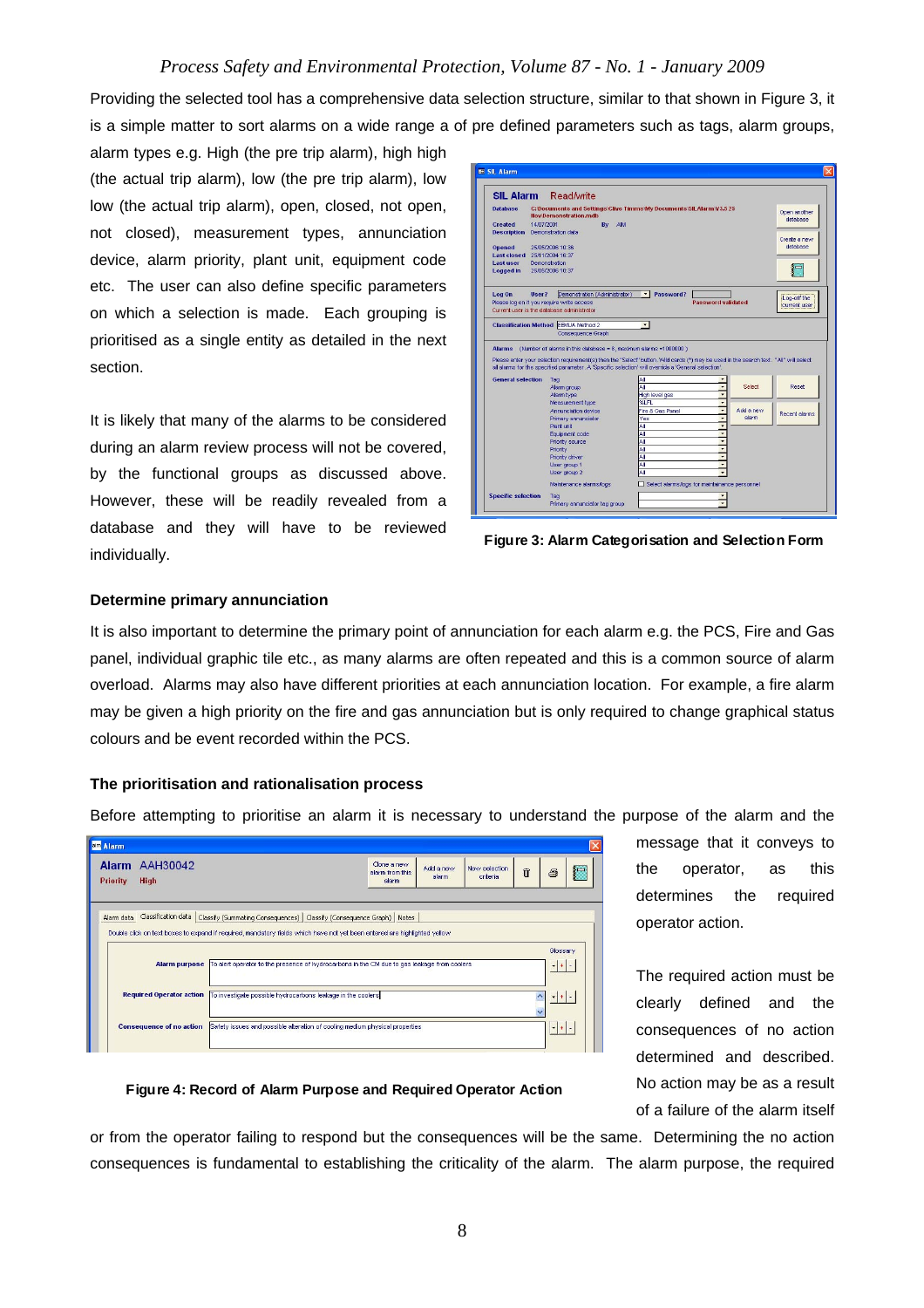Providing the selected tool has a comprehensive data selection structure, similar to that shown in Figure 3, it is a simple matter to sort alarms on a wide range a of pre defined parameters such as tags, alarm groups, alarm types e.g. High (the pre trip alarm), high high (the actual trip alarm), low (the pre trip alarm), low low (the actual trip alarm), open, closed, not open, not closed), measurement types, annunciation device, alarm priority, plant unit, equipment code etc. The user can also define specific parameters on which a selection is made. Each grouping is prioritised as a single entity as detailed in the next section.

It is likely that many of the alarms to be considered during an alarm review process will not be covered, by the functional groups as discussed above. However, these will be readily revealed from a database and they will have to be reviewed individually.

**Figure 3: Alarm Categorisation and Selection Form**

### Determine primary annunciation

It is also important to determine the primary point of annunciation for each alarm e.g. the PCS, Fire and Gas panel, individual graphic tile etc., as many alarms are often repeated and this is a common source of alarm overload. Alarms may also have different priorities at each annunciation location. For example, a fire alarm may be given a high priority on the fire and gas annunciation but is only required to change graphical status colours and be event recorded within the PCS.

### The prioritisation and rationalisation process

Before attempting to prioritise an alarm it is necessary to understand the purpose of the alarm and the message that it conveys to the operator, as this determines the required operator action.

The required action must be clearly defined and the consequences of no action determined and described. No action may be as a result of a failure of the alarm itself or from the operator failing to respond but the consequences will be the same. Determining the no action consequences is fundamental to establishing the criticality of the alarm. The alarm purpose, the required

**Figure 4: Record of Alarm Purpose and Required Operator Action**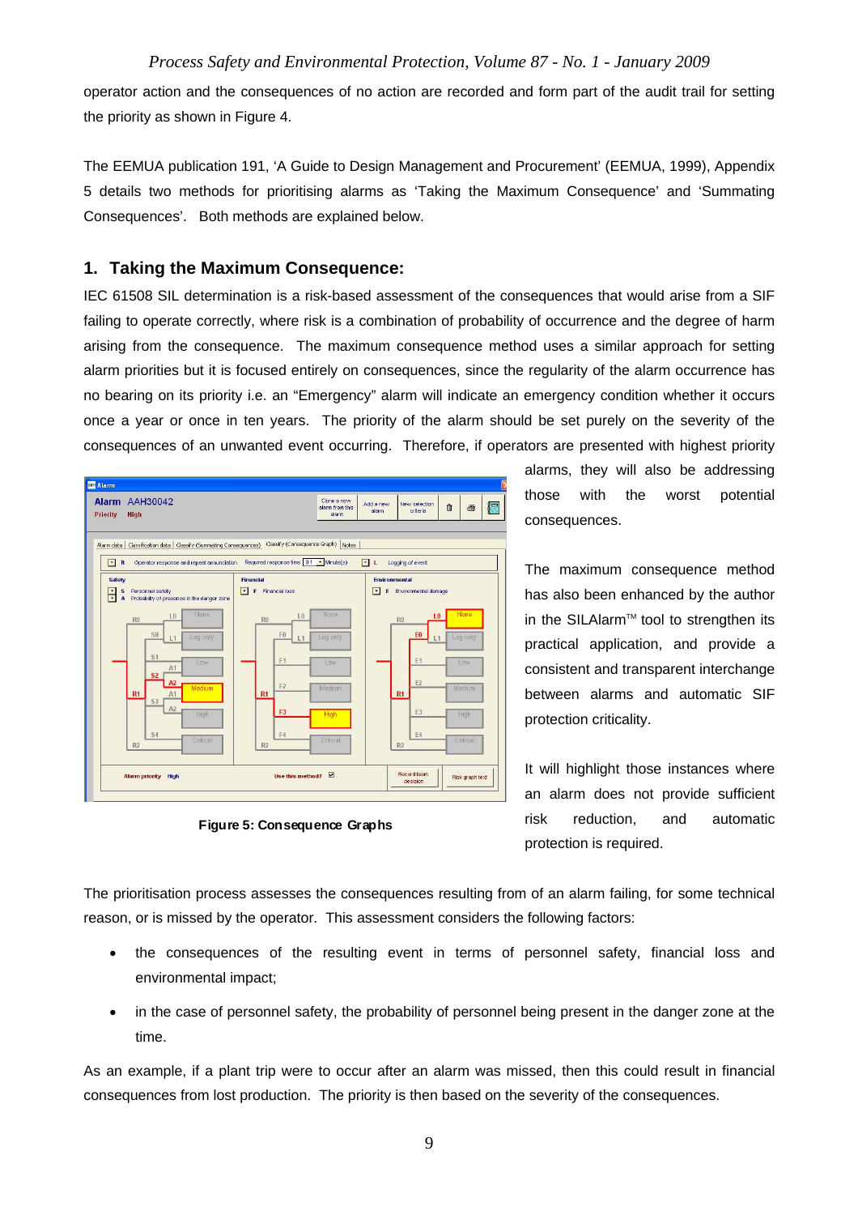operator action and the consequences of no action are recorded and form part of the audit trail for setting the priority as shown in Figure 4.

The EEMUA publication 191, 'A Guide to Design Management and Procurement' (EEMUA, 1999), Appendix 5 details two methods for prioritising alarms as 'Taking the Maximum Consequence' and 'Summating Consequences'. Both methods are explained below.

## 1. Taking the Maximum Consequence:

IEC 61508 SIL determination is a risk-based assessment of the consequences that would arise from a SIF failing to operate correctly, where risk is a combination of probability of occurrence and the degree of harm arising from the consequence. The maximum consequence method uses a similar approach for setting alarm priorities but it is focused entirely on consequences, since the regularity of the alarm occurrence has no bearing on its priority i.e. an "Emergency" alarm will indicate an emergency condition whether it occurs once a year or once in ten years. The priority of the alarm should be set purely on the severity of the consequences of an unwanted event occurring. Therefore, if operators are presented with highest priority alarms, they will also be addressing those with the worst potential consequences.

**Figure 5: Consequence Graphs**

The maximum consequence method has also been enhanced by the author in the SILAlarm™ tool to strengthen its practical application, and provide a consistent and transparent interchange between alarms and automatic SIF protection criticality.

It will highlight those instances where an alarm does not provide sufficient risk reduction, and automatic protection is required.

The prioritisation process assesses the consequences resulting from of an alarm failing, for some technical reason, or is missed by the operator. This assessment considers the following factors:

- the consequences of the resulting event in terms of personnel safety, financial loss and environmental impact;
- in the case of personnel safety, the probability of personnel being present in the danger zone at the time.

As an example, if a plant trip were to occur after an alarm was missed, then this could result in financial consequences from lost production. The priority is then based on the severity of the consequences.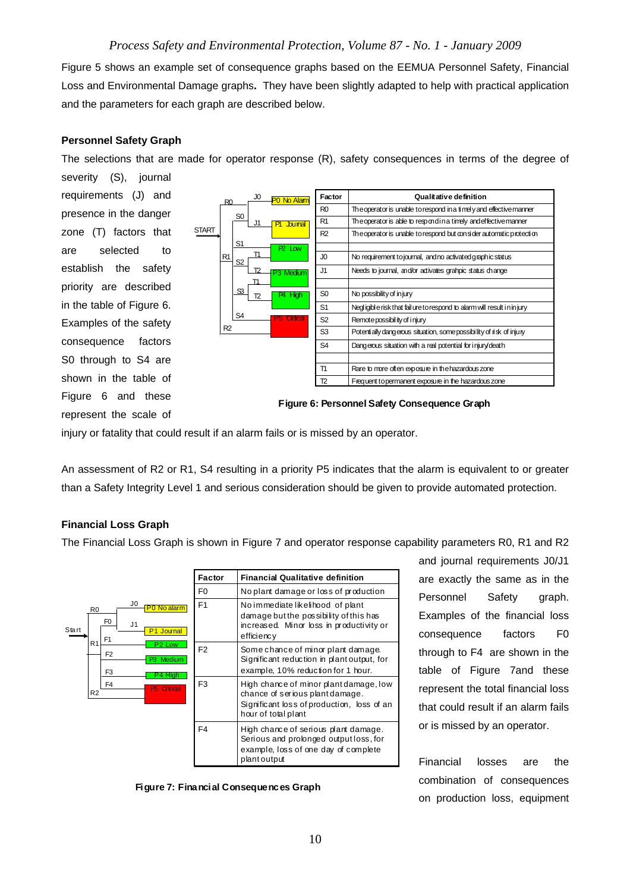Figure 5 shows an example set of consequence graphs based on the EEMUA Personnel Safety, Financial Loss and Environmental Damage graphs**.** They have been slightly adapted to help with practical application and the parameters for each graph are described below.

### Personnel Safety Graph

The selections that are made for operator response (R), safety consequences in terms of the degree of severity (S), journal requirements (J) and presence in the danger zone (T) factors that are selected to establish the safety priority are described in the table of Figure 6. Examples of the safety consequence factors S0 through to S4 are shown in the table of Figure 6 and these represent the scale of injury or fatality that could result if an alarm fails or is missed by an operator.

| Factor | Qualitative definition |
|---|---|
| R0 | The operator is unable to respond in a timely and effective manner |
| R1 | The operator is able to respond in a timely and effective manner |
| R2 | The operator is unable to respond but consider automatic protection |
| | |
| J0 | No requirement to journal, and no activated graphic status |
| J1 | Needs to journal, and/or activates grahpic status change |
| | |
| S0 | No possibility of injury |
| S1 | Negligible risk that failure to respond to alarm will result in injury |
| S2 | Remote possibility of injury |
| S3 | Potentially dangerous situation, some possibility of risk of injury |
| S4 | Dangerous situation with a real potential for injury/death |
| | |
| T1 | Rare to more often exposure in the hazardous zone |
| T2 | Frequent to permanent exposure in the hazardous zone |

**Figure 6: Personnel Safety Consequence Graph**

An assessment of R2 or R1, S4 resulting in a priority P5 indicates that the alarm is equivalent to or greater than a Safety Integrity Level 1 and serious consideration should be given to provide automated protection.

### Financial Loss Graph

The Financial Loss Graph is shown in Figure 7 and operator response capability parameters R0, R1 and R2 and journal requirements J0/J1 are exactly the same as in the Personnel Safety graph. Examples of the financial loss consequence factors F0 through to F4 are shown in the table of Figure 7and these represent the total financial loss that could result if an alarm fails or is missed by an operator.

| Factor | Financial Qualitative definition |
|---|---|
| F0 | No plant damage or loss of production |
| F1 | No immediate likelihood of plant damage but the possibility of this has increased. Minor loss in productivity or efficiency |
| F2 | Some chance of minor plant damage. Significant reduction in plant output, for example, 10% reduction for 1 hour. |
| F3 | High chance of minor plant damage, low chance of serious plant damage. Significant loss of production, loss of an hour of total plant |
| F4 | High chance of serious plant damage. Serious and prolonged output loss, for example, loss of one day of complete plant output |

**Figure 7: Financial Consequences Graph**

Financial losses are the combination of consequences on production loss, equipment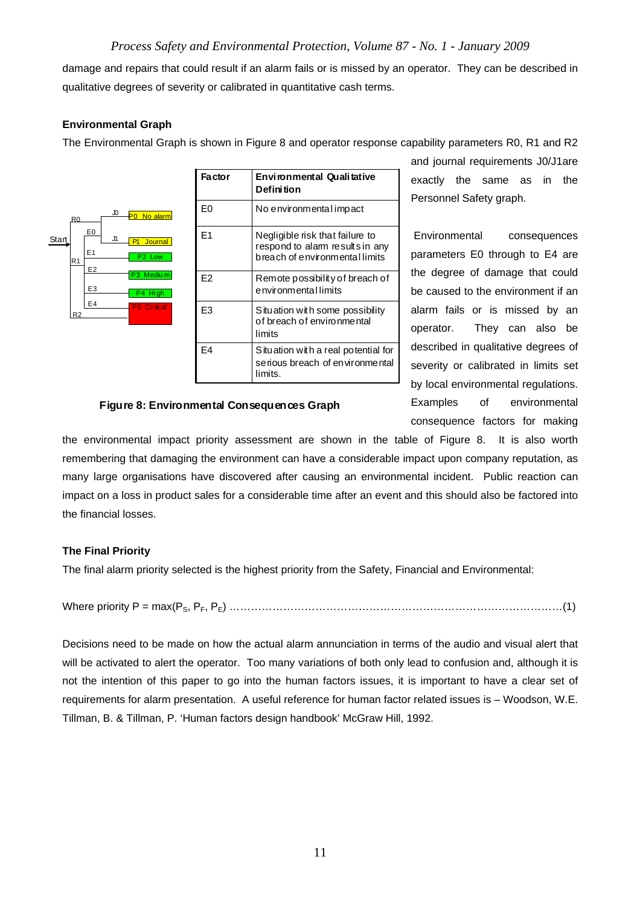damage and repairs that could result if an alarm fails or is missed by an operator. They can be described in qualitative degrees of severity or calibrated in quantitative cash terms.

**Environmental Graph**

The Environmental Graph is shown in Figure 8 and operator response capability parameters R0, R1 and R2 and journal requirements J0/J1are exactly the same as in the Personnel Safety graph.

| Factor | Environmental Qualitative Definition |
|---|---|
| E0 | No environmental impact |
| E1 | Negligible risk that failure to respond to alarm results in any breach of environmental limits |
| E2 | Remote possibility of breach of environmental limits |
| E3 | Situation with some possibility of breach of environmental limits |
| E4 | Situation with a real potential for serious breach of environmental limits. |

**Figure 8: Environmental Consequences Graph**

Environmental consequences parameters E0 through to E4 are the degree of damage that could be caused to the environment if an alarm fails or is missed by an operator. They can also be described in qualitative degrees of severity or calibrated in limits set by local environmental regulations. Examples of environmental consequence factors for making the environmental impact priority assessment are shown in the table of Figure 8. It is also worth remembering that damaging the environment can have a considerable impact upon company reputation, as many large organisations have discovered after causing an environmental incident. Public reaction can impact on a loss in product sales for a considerable time after an event and this should also be factored into the financial losses.

**The Final Priority**

The final alarm priority selected is the highest priority from the Safety, Financial and Environmental:

Where priority $P = \max(P_S, P_F, P_E)$ ………………………………………………………………………………(1)

Decisions need to be made on how the actual alarm annunciation in terms of the audio and visual alert that will be activated to alert the operator. Too many variations of both only lead to confusion and, although it is not the intention of this paper to go into the human factors issues, it is important to have a clear set of requirements for alarm presentation. A useful reference for human factor related issues is – Woodson, W.E. Tillman, B. & Tillman, P. 'Human factors design handbook' McGraw Hill, 1992.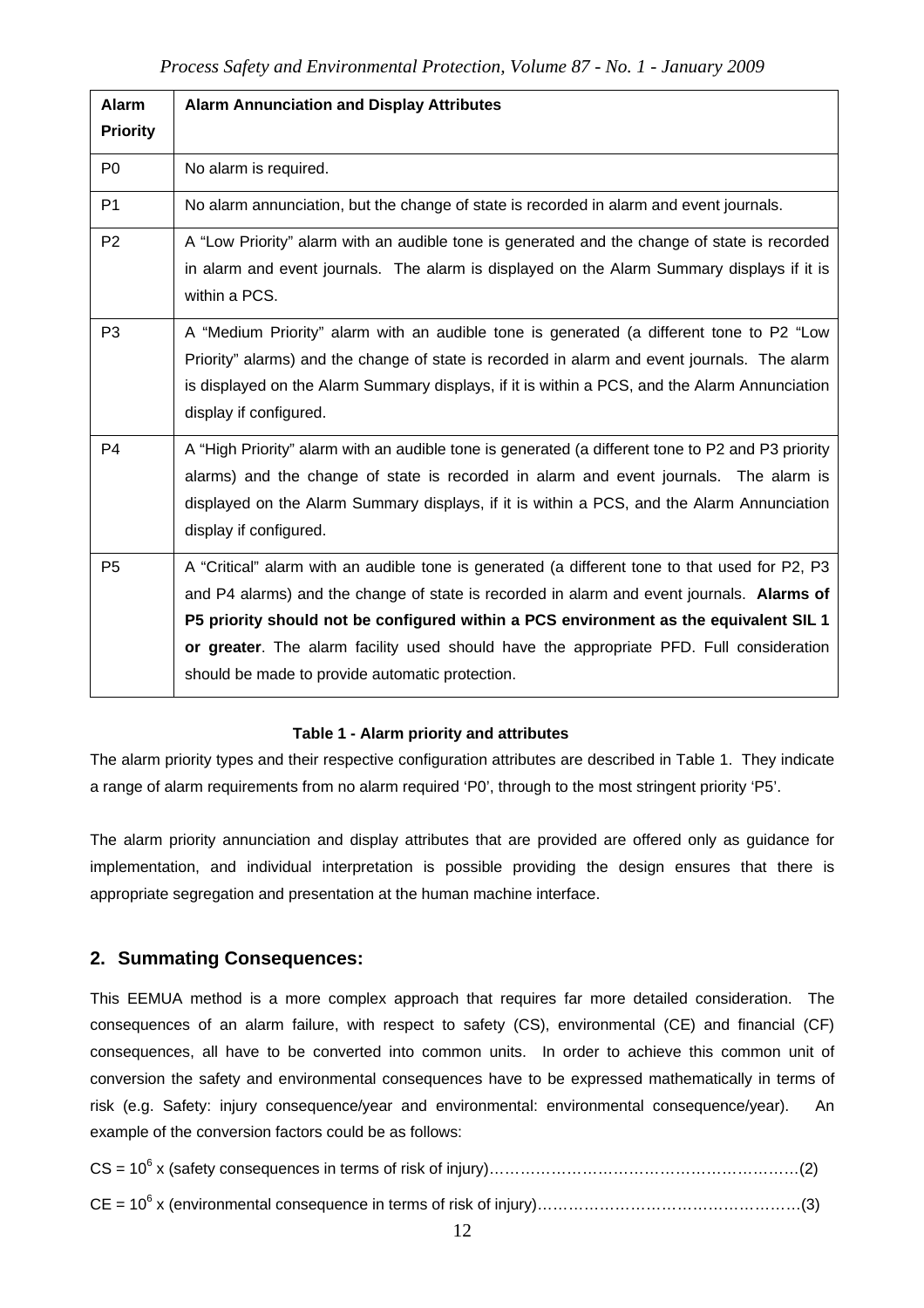| Alarm Priority | Alarm Annunciation and Display Attributes |
|---|---|
| P0 | No alarm is required. |
| P1 | No alarm annunciation, but the change of state is recorded in alarm and event journals. |
| P2 | A "Low Priority" alarm with an audible tone is generated and the change of state is recorded in alarm and event journals. The alarm is displayed on the Alarm Summary displays if it is within a PCS. |
| P3 | A "Medium Priority" alarm with an audible tone is generated (a different tone to P2 "Low Priority" alarms) and the change of state is recorded in alarm and event journals. The alarm is displayed on the Alarm Summary displays, if it is within a PCS, and the Alarm Annunciation display if configured. |
| P4 | A "High Priority" alarm with an audible tone is generated (a different tone to P2 and P3 priority alarms) and the change of state is recorded in alarm and event journals. The alarm is displayed on the Alarm Summary displays, if it is within a PCS, and the Alarm Annunciation display if configured. |
| P5 | A "Critical" alarm with an audible tone is generated (a different tone to that used for P2, P3 and P4 alarms) and the change of state is recorded in alarm and event journals. **Alarms of P5 priority should not be configured within a PCS environment as the equivalent SIL 1 or greater**. The alarm facility used should have the appropriate PFD. Full consideration should be made to provide automatic protection. |

**Table 1 - Alarm priority and attributes**

The alarm priority types and their respective configuration attributes are described in Table 1. They indicate a range of alarm requirements from no alarm required 'P0', through to the most stringent priority 'P5'.

The alarm priority annunciation and display attributes that are provided are offered only as guidance for implementation, and individual interpretation is possible providing the design ensures that there is appropriate segregation and presentation at the human machine interface.

## 2. Summating Consequences:

This EEMUA method is a more complex approach that requires far more detailed consideration. The consequences of an alarm failure, with respect to safety (CS), environmental (CE) and financial (CF) consequences, all have to be converted into common units. In order to achieve this common unit of conversion the safety and environmental consequences have to be expressed mathematically in terms of risk (e.g. Safety: injury consequence/year and environmental: environmental consequence/year). An example of the conversion factors could be as follows:

$CS = 10^6$ x (safety consequences in terms of risk of injury)……………………………………………………(2)

$CE = 10^6$ x (environmental consequence in terms of risk of injury)……………………………………………(3)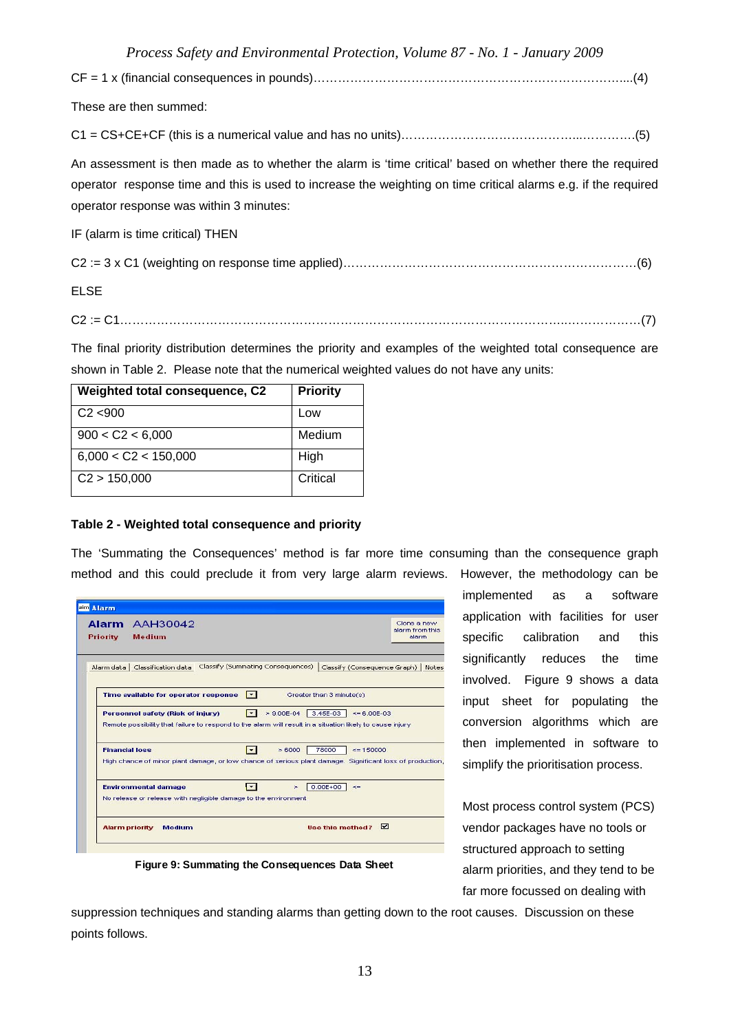CF = 1 x (financial consequences in pounds)……………………………………………………………………...(4)

These are then summed:

C1 = CS+CE+CF (this is a numerical value and has no units)………………………………….....………….(5)

An assessment is then made as to whether the alarm is 'time critical' based on whether there the required operator response time and this is used to increase the weighting on time critical alarms e.g. if the required operator response was within 3 minutes:

IF (alarm is time critical) THEN

C2 := 3 x C1 (weighting on response time applied)……………………………………………………………….(6)

ELSE

C2 := C1…………………………………………………………………………………………………...……………….(7)

The final priority distribution determines the priority and examples of the weighted total consequence are shown in Table 2. Please note that the numerical weighted values do not have any units:

| Weighted total consequence, C2 | Priority |
|---|---|
| C2 <900 | Low |
| 900 < C2 < 6,000 | Medium |
| 6,000 < C2 < 150,000 | High |
| C2 > 150,000 | Critical |

**Table 2 - Weighted total consequence and priority**

The 'Summating the Consequences' method is far more time consuming than the consequence graph method and this could preclude it from very large alarm reviews. However, the methodology can be implemented as a software application with facilities for user specific calibration and this significantly reduces the time involved. Figure 9 shows a data input sheet for populating the conversion algorithms which are then implemented in software to simplify the prioritisation process.

**Figure 9: Summating the Consequences Data Sheet**

Most process control system (PCS) vendor packages have no tools or structured approach to setting alarm priorities, and they tend to be far more focussed on dealing with suppression techniques and standing alarms than getting down to the root causes. Discussion on these points follows.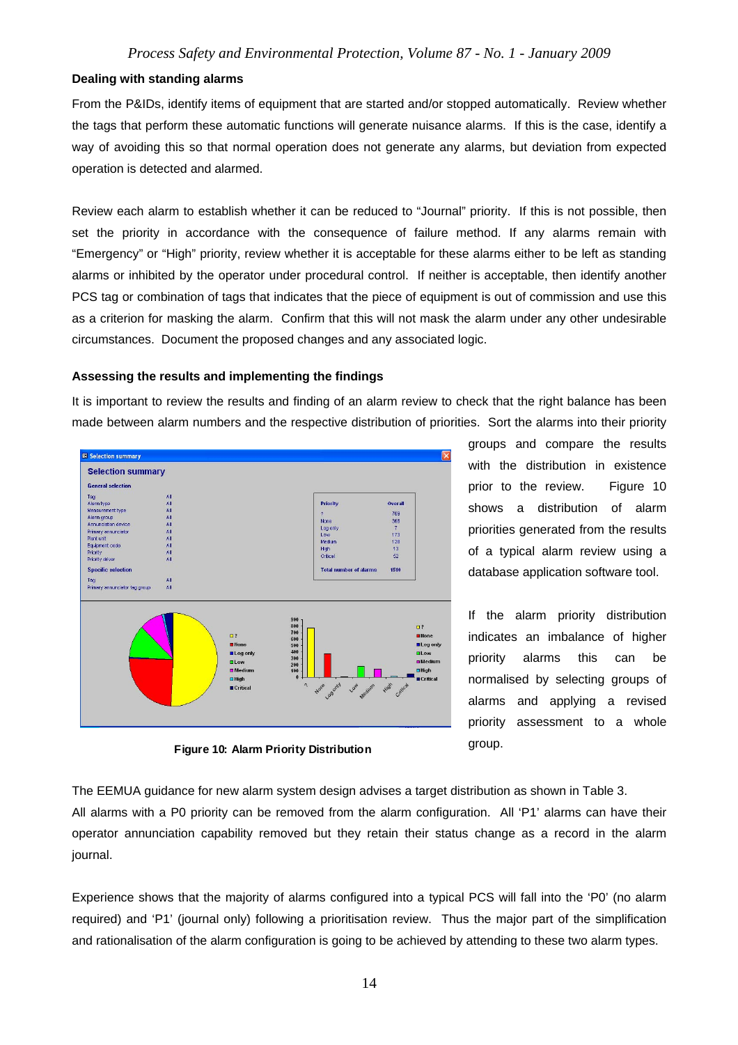### Dealing with standing alarms

From the P&IDs, identify items of equipment that are started and/or stopped automatically. Review whether the tags that perform these automatic functions will generate nuisance alarms. If this is the case, identify a way of avoiding this so that normal operation does not generate any alarms, but deviation from expected operation is detected and alarmed.

Review each alarm to establish whether it can be reduced to "Journal" priority. If this is not possible, then set the priority in accordance with the consequence of failure method. If any alarms remain with "Emergency" or "High" priority, review whether it is acceptable for these alarms either to be left as standing alarms or inhibited by the operator under procedural control. If neither is acceptable, then identify another PCS tag or combination of tags that indicates that the piece of equipment is out of commission and use this as a criterion for masking the alarm. Confirm that this will not mask the alarm under any other undesirable circumstances. Document the proposed changes and any associated logic.

### Assessing the results and implementing the findings

It is important to review the results and finding of an alarm review to check that the right balance has been made between alarm numbers and the respective distribution of priorities. Sort the alarms into their priority groups and compare the results with the distribution in existence prior to the review. Figure 10 shows a distribution of alarm priorities generated from the results of a typical alarm review using a database application software tool.

Selection summary

General selection

Tag: All
Alarm type: All
Measurement type: All
Alarm group: All
Annunciation device: All
Primary annunciator: All
Plant unit: All
Equipment code: All
Priority: All
Priority driver: All

Specific selection

Tag: All
Primary annunciator tag group: All

Priority / Overall
?: 769
None: 368
Log only: 7
Low: 173
Medium: 128
High: 13
Critical: 52
Total number of alarms: 1510

? None Log only Low Medium High Critical

Figure 10: Alarm Priority Distribution

If the alarm priority distribution indicates an imbalance of higher priority alarms this can be normalised by selecting groups of alarms and applying a revised priority assessment to a whole group.

The EEMUA guidance for new alarm system design advises a target distribution as shown in Table 3.
All alarms with a P0 priority can be removed from the alarm configuration. All 'P1' alarms can have their operator annunciation capability removed but they retain their status change as a record in the alarm journal.

Experience shows that the majority of alarms configured into a typical PCS will fall into the 'P0' (no alarm required) and 'P1' (journal only) following a prioritisation review. Thus the major part of the simplification and rationalisation of the alarm configuration is going to be achieved by attending to these two alarm types.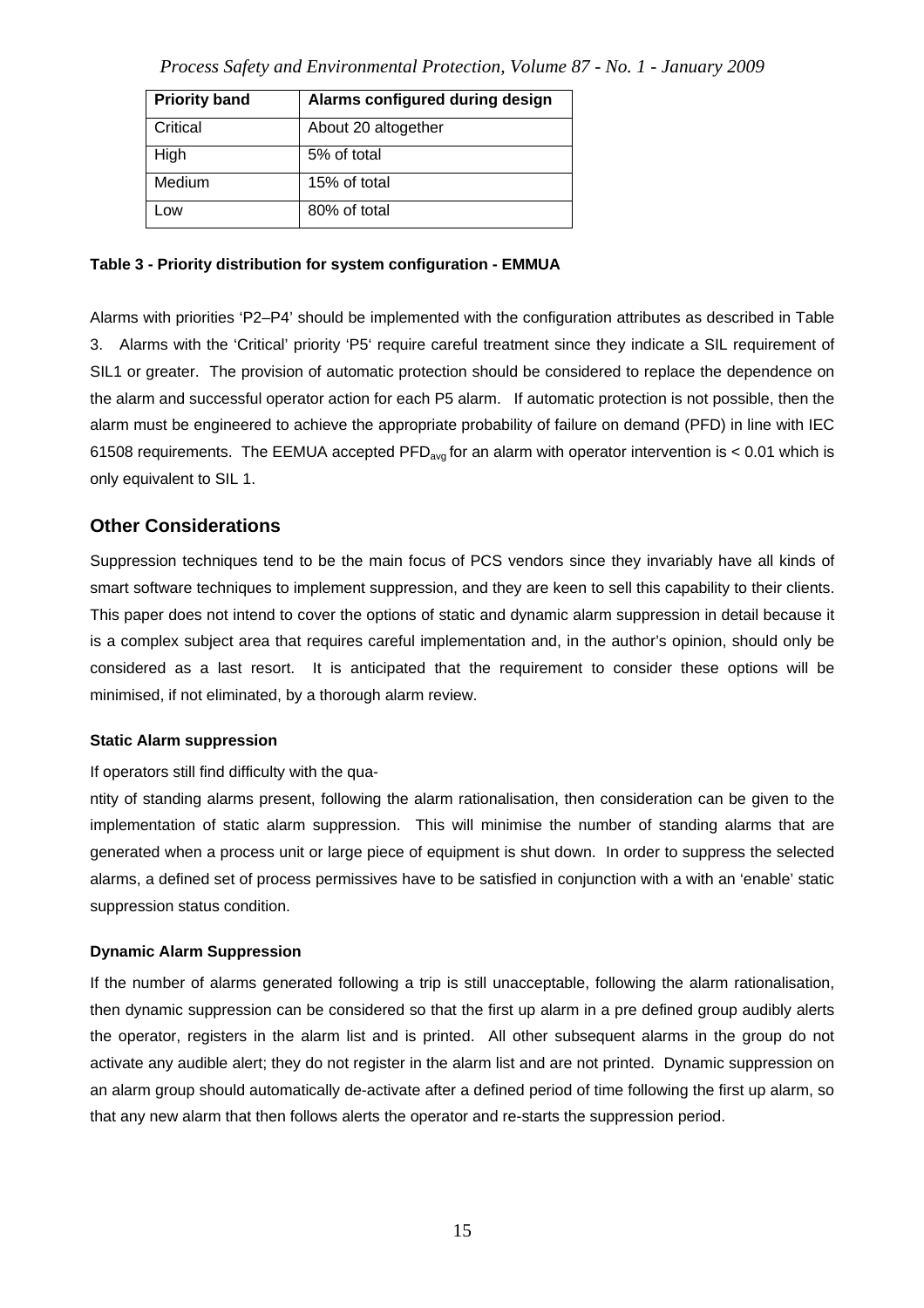| Priority band | Alarms configured during design |
| --- | --- |
| Critical | About 20 altogether |
| High | 5% of total |
| Medium | 15% of total |
| Low | 80% of total |

**Table 3 - Priority distribution for system configuration - EMMUA**

Alarms with priorities 'P2–P4' should be implemented with the configuration attributes as described in Table 3. Alarms with the 'Critical' priority 'P5' require careful treatment since they indicate a SIL requirement of SIL1 or greater. The provision of automatic protection should be considered to replace the dependence on the alarm and successful operator action for each P5 alarm. If automatic protection is not possible, then the alarm must be engineered to achieve the appropriate probability of failure on demand (PFD) in line with IEC 61508 requirements. The EEMUA accepted $PFD_{avg}$ for an alarm with operator intervention is < 0.01 which is only equivalent to SIL 1.

## Other Considerations

Suppression techniques tend to be the main focus of PCS vendors since they invariably have all kinds of smart software techniques to implement suppression, and they are keen to sell this capability to their clients. This paper does not intend to cover the options of static and dynamic alarm suppression in detail because it is a complex subject area that requires careful implementation and, in the author's opinion, should only be considered as a last resort. It is anticipated that the requirement to consider these options will be minimised, if not eliminated, by a thorough alarm review.

#### Static Alarm suppression

If operators still find difficulty with the qua-

ntity of standing alarms present, following the alarm rationalisation, then consideration can be given to the implementation of static alarm suppression. This will minimise the number of standing alarms that are generated when a process unit or large piece of equipment is shut down. In order to suppress the selected alarms, a defined set of process permissives have to be satisfied in conjunction with a with an 'enable' static suppression status condition.

#### Dynamic Alarm Suppression

If the number of alarms generated following a trip is still unacceptable, following the alarm rationalisation, then dynamic suppression can be considered so that the first up alarm in a pre defined group audibly alerts the operator, registers in the alarm list and is printed. All other subsequent alarms in the group do not activate any audible alert; they do not register in the alarm list and are not printed. Dynamic suppression on an alarm group should automatically de-activate after a defined period of time following the first up alarm, so that any new alarm that then follows alerts the operator and re-starts the suppression period.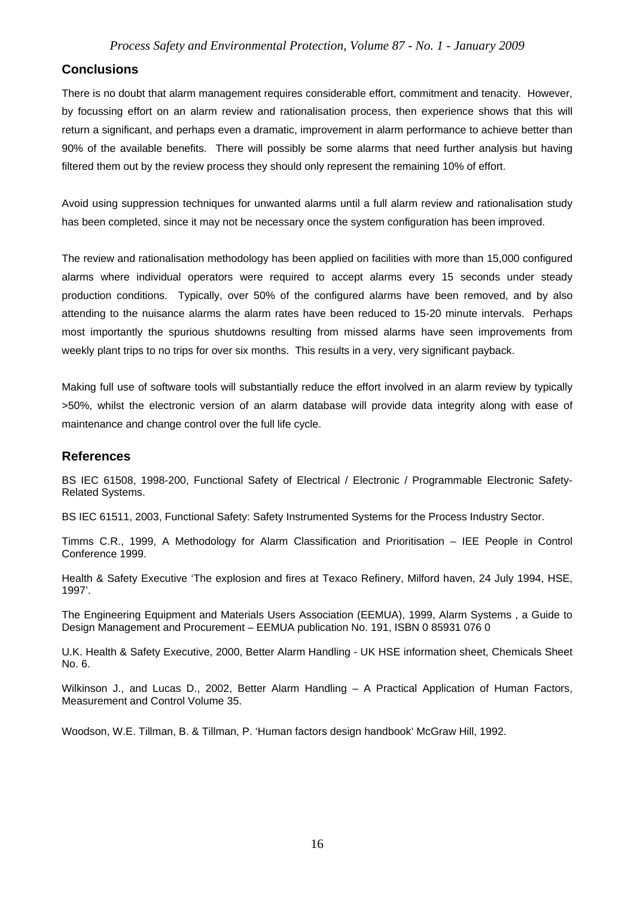## Conclusions

There is no doubt that alarm management requires considerable effort, commitment and tenacity. However, by focussing effort on an alarm review and rationalisation process, then experience shows that this will return a significant, and perhaps even a dramatic, improvement in alarm performance to achieve better than 90% of the available benefits. There will possibly be some alarms that need further analysis but having filtered them out by the review process they should only represent the remaining 10% of effort.

Avoid using suppression techniques for unwanted alarms until a full alarm review and rationalisation study has been completed, since it may not be necessary once the system configuration has been improved.

The review and rationalisation methodology has been applied on facilities with more than 15,000 configured alarms where individual operators were required to accept alarms every 15 seconds under steady production conditions. Typically, over 50% of the configured alarms have been removed, and by also attending to the nuisance alarms the alarm rates have been reduced to 15-20 minute intervals. Perhaps most importantly the spurious shutdowns resulting from missed alarms have seen improvements from weekly plant trips to no trips for over six months. This results in a very, very significant payback.

Making full use of software tools will substantially reduce the effort involved in an alarm review by typically >50%, whilst the electronic version of an alarm database will provide data integrity along with ease of maintenance and change control over the full life cycle.

## References

BS IEC 61508, 1998-200, Functional Safety of Electrical / Electronic / Programmable Electronic Safety-Related Systems.

BS IEC 61511, 2003, Functional Safety: Safety Instrumented Systems for the Process Industry Sector.

Timms C.R., 1999, A Methodology for Alarm Classification and Prioritisation – IEE People in Control Conference 1999.

Health & Safety Executive 'The explosion and fires at Texaco Refinery, Milford haven, 24 July 1994, HSE, 1997'.

The Engineering Equipment and Materials Users Association (EEMUA), 1999, Alarm Systems , a Guide to Design Management and Procurement – EEMUA publication No. 191, ISBN 0 85931 076 0

U.K. Health & Safety Executive, 2000, Better Alarm Handling - UK HSE information sheet, Chemicals Sheet No. 6.

Wilkinson J., and Lucas D., 2002, Better Alarm Handling – A Practical Application of Human Factors, Measurement and Control Volume 35.

Woodson, W.E. Tillman, B. & Tillman, P. 'Human factors design handbook' McGraw Hill, 1992.